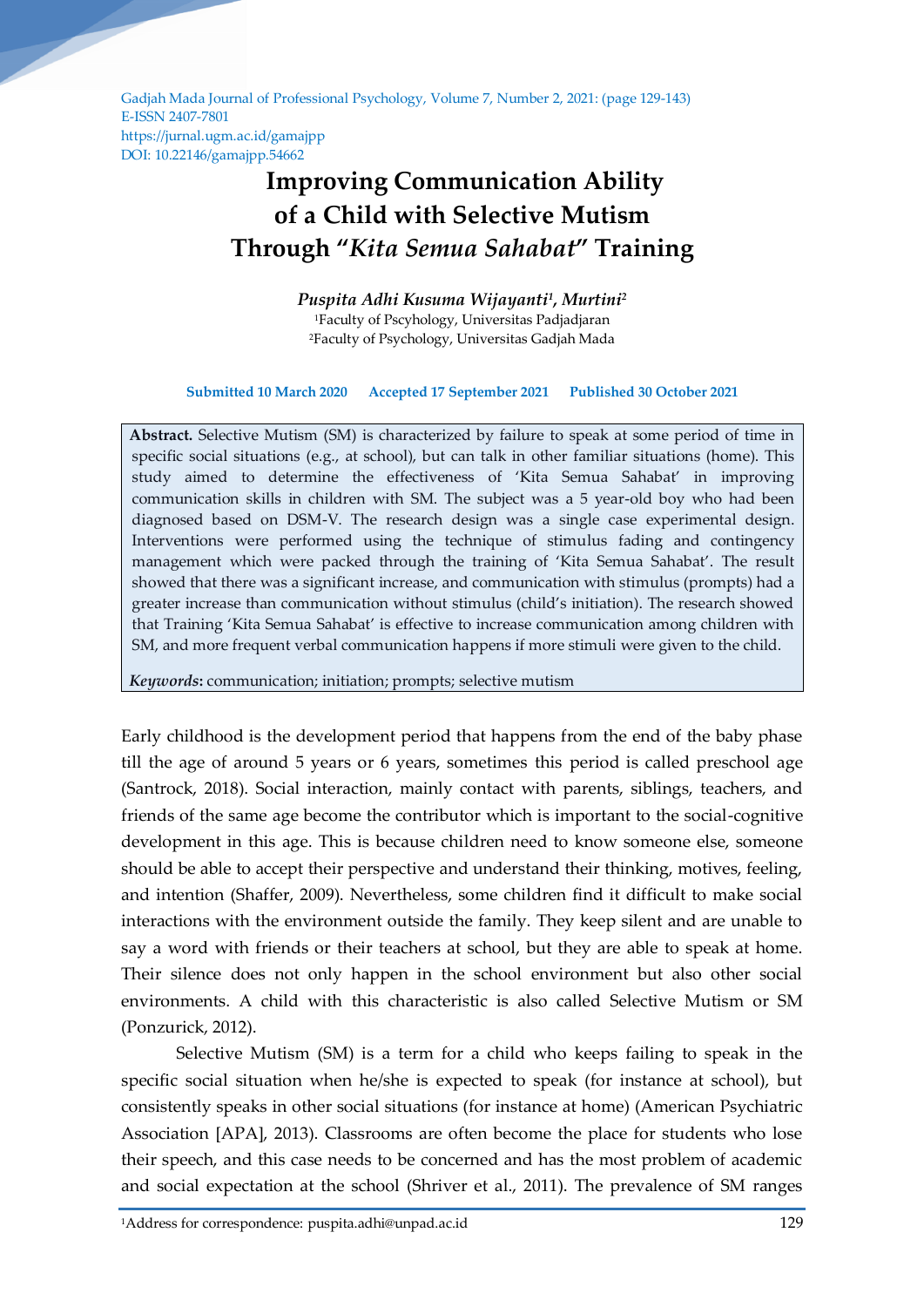Gadjah Mada Journal of Professional Psychology, Volume 7, Number 2, 2021: (page 129-143)
E-ISSN 2407-7801
https://jurnal.ugm.ac.id/gamajpp
DOI: 10.22146/gamajpp.54662

# Improving Communication Ability of a Child with Selective Mutism Through "*Kita Semua Sahabat*" Training

***Puspita Adhi Kusuma Wijayanti*[1], *Murtini*[2]**

[1]Faculty of Pscyhology, Universitas Padjadjaran
[2]Faculty of Psychology, Universitas Gadjah Mada

**Submitted 10 March 2020 Accepted 17 September 2021 Published 30 October 2021**

**Abstract.** Selective Mutism (SM) is characterized by failure to speak at some period of time in specific social situations (e.g., at school), but can talk in other familiar situations (home). This study aimed to determine the effectiveness of 'Kita Semua Sahabat' in improving communication skills in children with SM. The subject was a 5 year-old boy who had been diagnosed based on DSM-V. The research design was a single case experimental design. Interventions were performed using the technique of stimulus fading and contingency management which were packed through the training of 'Kita Semua Sahabat'. The result showed that there was a significant increase, and communication with stimulus (prompts) had a greater increase than communication without stimulus (child's initiation). The research showed that Training 'Kita Semua Sahabat' is effective to increase communication among children with SM, and more frequent verbal communication happens if more stimuli were given to the child.

***Keywords*:** communication; initiation; prompts; selective mutism

Early childhood is the development period that happens from the end of the baby phase till the age of around 5 years or 6 years, sometimes this period is called preschool age (Santrock, 2018). Social interaction, mainly contact with parents, siblings, teachers, and friends of the same age become the contributor which is important to the social-cognitive development in this age. This is because children need to know someone else, someone should be able to accept their perspective and understand their thinking, motives, feeling, and intention (Shaffer, 2009). Nevertheless, some children find it difficult to make social interactions with the environment outside the family. They keep silent and are unable to say a word with friends or their teachers at school, but they are able to speak at home. Their silence does not only happen in the school environment but also other social environments. A child with this characteristic is also called Selective Mutism or SM (Ponzurick, 2012).

Selective Mutism (SM) is a term for a child who keeps failing to speak in the specific social situation when he/she is expected to speak (for instance at school), but consistently speaks in other social situations (for instance at home) (American Psychiatric Association [APA], 2013). Classrooms are often become the place for students who lose their speech, and this case needs to be concerned and has the most problem of academic and social expectation at the school (Shriver et al., 2011). The prevalence of SM ranges

[1]Address for correspondence: puspita.adhi@unpad.ac.id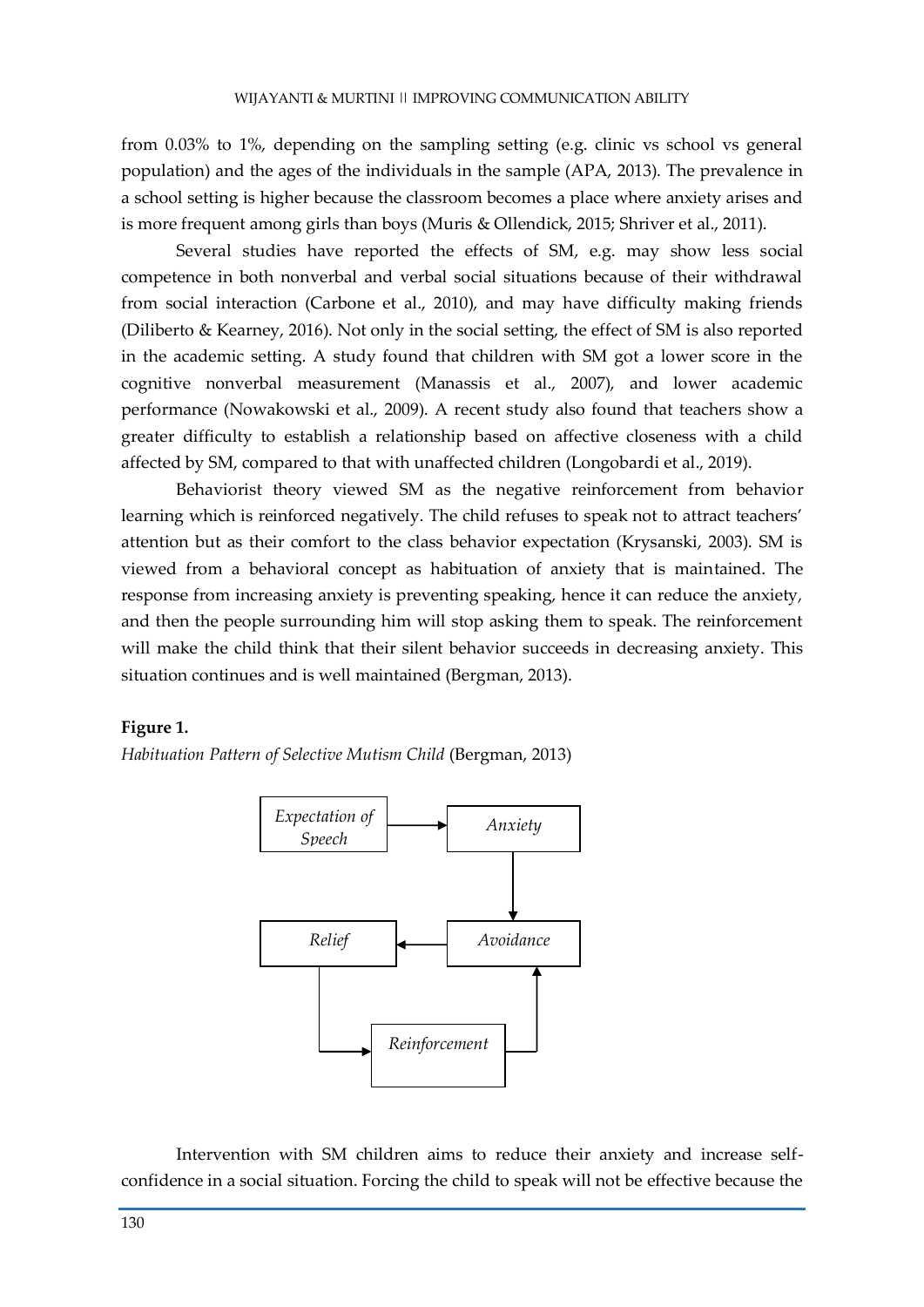from 0.03% to 1%, depending on the sampling setting (e.g. clinic vs school vs general population) and the ages of the individuals in the sample (APA, 2013). The prevalence in a school setting is higher because the classroom becomes a place where anxiety arises and is more frequent among girls than boys (Muris & Ollendick, 2015; Shriver et al., 2011).

Several studies have reported the effects of SM, e.g. may show less social competence in both nonverbal and verbal social situations because of their withdrawal from social interaction (Carbone et al., 2010), and may have difficulty making friends (Diliberto & Kearney, 2016). Not only in the social setting, the effect of SM is also reported in the academic setting. A study found that children with SM got a lower score in the cognitive nonverbal measurement (Manassis et al., 2007), and lower academic performance (Nowakowski et al., 2009). A recent study also found that teachers show a greater difficulty to establish a relationship based on affective closeness with a child affected by SM, compared to that with unaffected children (Longobardi et al., 2019).

Behaviorist theory viewed SM as the negative reinforcement from behavior learning which is reinforced negatively. The child refuses to speak not to attract teachers' attention but as their comfort to the class behavior expectation (Krysanski, 2003). SM is viewed from a behavioral concept as habituation of anxiety that is maintained. The response from increasing anxiety is preventing speaking, hence it can reduce the anxiety, and then the people surrounding him will stop asking them to speak. The reinforcement will make the child think that their silent behavior succeeds in decreasing anxiety. This situation continues and is well maintained (Bergman, 2013).

**Figure 1.**

*Habituation Pattern of Selective Mutism Child* (Bergman, 2013)

Intervention with SM children aims to reduce their anxiety and increase self-confidence in a social situation. Forcing the child to speak will not be effective because the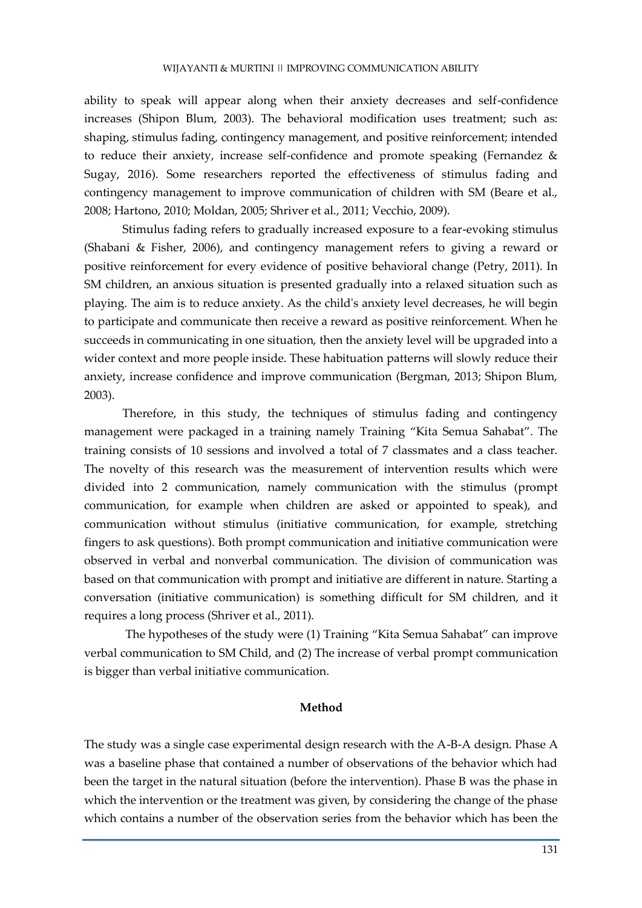ability to speak will appear along when their anxiety decreases and self-confidence increases (Shipon Blum, 2003). The behavioral modification uses treatment; such as: shaping, stimulus fading, contingency management, and positive reinforcement; intended to reduce their anxiety, increase self-confidence and promote speaking (Fernandez & Sugay, 2016). Some researchers reported the effectiveness of stimulus fading and contingency management to improve communication of children with SM (Beare et al., 2008; Hartono, 2010; Moldan, 2005; Shriver et al., 2011; Vecchio, 2009).

Stimulus fading refers to gradually increased exposure to a fear-evoking stimulus (Shabani & Fisher, 2006), and contingency management refers to giving a reward or positive reinforcement for every evidence of positive behavioral change (Petry, 2011). In SM children, an anxious situation is presented gradually into a relaxed situation such as playing. The aim is to reduce anxiety. As the child's anxiety level decreases, he will begin to participate and communicate then receive a reward as positive reinforcement. When he succeeds in communicating in one situation, then the anxiety level will be upgraded into a wider context and more people inside. These habituation patterns will slowly reduce their anxiety, increase confidence and improve communication (Bergman, 2013; Shipon Blum, 2003).

Therefore, in this study, the techniques of stimulus fading and contingency management were packaged in a training namely Training "Kita Semua Sahabat". The training consists of 10 sessions and involved a total of 7 classmates and a class teacher. The novelty of this research was the measurement of intervention results which were divided into 2 communication, namely communication with the stimulus (prompt communication, for example when children are asked or appointed to speak), and communication without stimulus (initiative communication, for example, stretching fingers to ask questions). Both prompt communication and initiative communication were observed in verbal and nonverbal communication. The division of communication was based on that communication with prompt and initiative are different in nature. Starting a conversation (initiative communication) is something difficult for SM children, and it requires a long process (Shriver et al., 2011).

The hypotheses of the study were (1) Training "Kita Semua Sahabat" can improve verbal communication to SM Child, and (2) The increase of verbal prompt communication is bigger than verbal initiative communication.

## Method

The study was a single case experimental design research with the A-B-A design. Phase A was a baseline phase that contained a number of observations of the behavior which had been the target in the natural situation (before the intervention). Phase B was the phase in which the intervention or the treatment was given, by considering the change of the phase which contains a number of the observation series from the behavior which has been the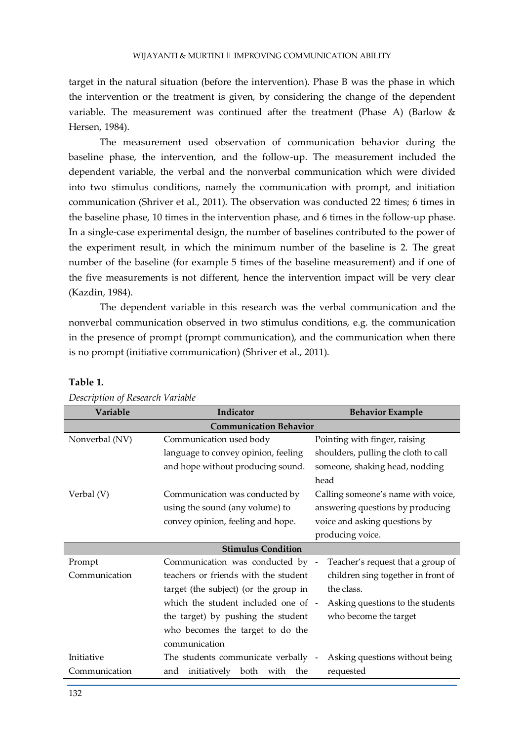target in the natural situation (before the intervention). Phase B was the phase in which the intervention or the treatment is given, by considering the change of the dependent variable. The measurement was continued after the treatment (Phase A) (Barlow & Hersen, 1984).

The measurement used observation of communication behavior during the baseline phase, the intervention, and the follow-up. The measurement included the dependent variable, the verbal and the nonverbal communication which were divided into two stimulus conditions, namely the communication with prompt, and initiation communication (Shriver et al., 2011). The observation was conducted 22 times; 6 times in the baseline phase, 10 times in the intervention phase, and 6 times in the follow-up phase. In a single-case experimental design, the number of baselines contributed to the power of the experiment result, in which the minimum number of the baseline is 2. The great number of the baseline (for example 5 times of the baseline measurement) and if one of the five measurements is not different, hence the intervention impact will be very clear (Kazdin, 1984).

The dependent variable in this research was the verbal communication and the nonverbal communication observed in two stimulus conditions, e.g. the communication in the presence of prompt (prompt communication), and the communication when there is no prompt (initiative communication) (Shriver et al., 2011).

**Table 1.**

*Description of Research Variable*

| Variable | Indicator | Behavior Example |
|---|---|---|
| **Communication Behavior** | | |
| Nonverbal (NV) | Communication used body language to convey opinion, feeling and hope without producing sound. | Pointing with finger, raising shoulders, pulling the cloth to call someone, shaking head, nodding head |
| Verbal (V) | Communication was conducted by using the sound (any volume) to convey opinion, feeling and hope. | Calling someone's name with voice, answering questions by producing voice and asking questions by producing voice. |
| **Stimulus Condition** | | |
| Prompt Communication | Communication was conducted by teachers or friends with the student target (the subject) (or the group in which the student included one of the target) by pushing the student who becomes the target to do the communication | - Teacher's request that a group of children sing together in front of the class.<br>- Asking questions to the students who become the target |
| Initiative Communication | The students communicate verbally and initiatively both with the | - Asking questions without being requested |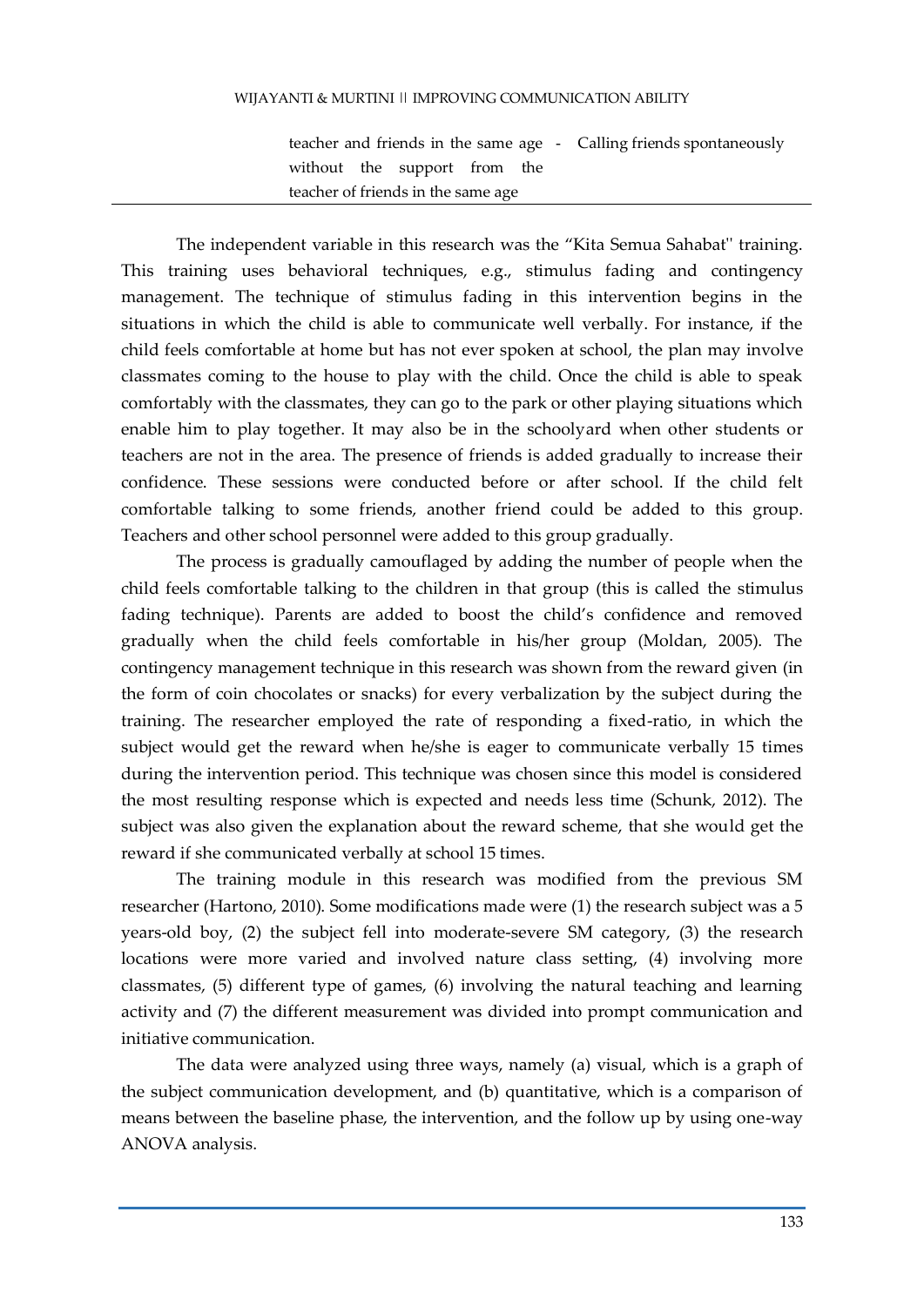| | teacher and friends in the same age without the support from the teacher of friends in the same age | - Calling friends spontaneously |
|---|---|---|

The independent variable in this research was the "Kita Semua Sahabat'' training. This training uses behavioral techniques, e.g., stimulus fading and contingency management. The technique of stimulus fading in this intervention begins in the situations in which the child is able to communicate well verbally. For instance, if the child feels comfortable at home but has not ever spoken at school, the plan may involve classmates coming to the house to play with the child. Once the child is able to speak comfortably with the classmates, they can go to the park or other playing situations which enable him to play together. It may also be in the schoolyard when other students or teachers are not in the area. The presence of friends is added gradually to increase their confidence. These sessions were conducted before or after school. If the child felt comfortable talking to some friends, another friend could be added to this group. Teachers and other school personnel were added to this group gradually.

The process is gradually camouflaged by adding the number of people when the child feels comfortable talking to the children in that group (this is called the stimulus fading technique). Parents are added to boost the child's confidence and removed gradually when the child feels comfortable in his/her group (Moldan, 2005). The contingency management technique in this research was shown from the reward given (in the form of coin chocolates or snacks) for every verbalization by the subject during the training. The researcher employed the rate of responding a fixed-ratio, in which the subject would get the reward when he/she is eager to communicate verbally 15 times during the intervention period. This technique was chosen since this model is considered the most resulting response which is expected and needs less time (Schunk, 2012). The subject was also given the explanation about the reward scheme, that she would get the reward if she communicated verbally at school 15 times.

The training module in this research was modified from the previous SM researcher (Hartono, 2010). Some modifications made were (1) the research subject was a 5 years-old boy, (2) the subject fell into moderate-severe SM category, (3) the research locations were more varied and involved nature class setting, (4) involving more classmates, (5) different type of games, (6) involving the natural teaching and learning activity and (7) the different measurement was divided into prompt communication and initiative communication.

The data were analyzed using three ways, namely (a) visual, which is a graph of the subject communication development, and (b) quantitative, which is a comparison of means between the baseline phase, the intervention, and the follow up by using one-way ANOVA analysis.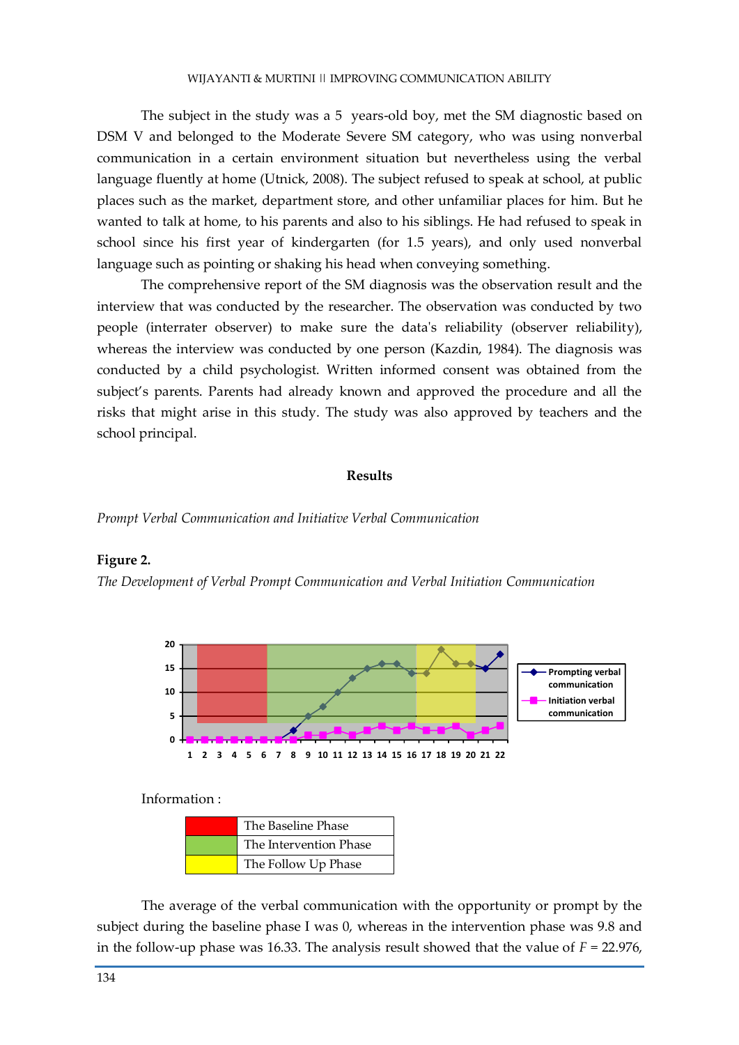The subject in the study was a 5 years-old boy, met the SM diagnostic based on DSM V and belonged to the Moderate Severe SM category, who was using nonverbal communication in a certain environment situation but nevertheless using the verbal language fluently at home (Utnick, 2008). The subject refused to speak at school, at public places such as the market, department store, and other unfamiliar places for him. But he wanted to talk at home, to his parents and also to his siblings. He had refused to speak in school since his first year of kindergarten (for 1.5 years), and only used nonverbal language such as pointing or shaking his head when conveying something.

The comprehensive report of the SM diagnosis was the observation result and the interview that was conducted by the researcher. The observation was conducted by two people (interrater observer) to make sure the data's reliability (observer reliability), whereas the interview was conducted by one person (Kazdin, 1984). The diagnosis was conducted by a child psychologist. Written informed consent was obtained from the subject's parents. Parents had already known and approved the procedure and all the risks that might arise in this study. The study was also approved by teachers and the school principal.

## Results

*Prompt Verbal Communication and Initiative Verbal Communication*

**Figure 2.**

*The Development of Verbal Prompt Communication and Verbal Initiation Communication*

Information :

| | |
|---|---|
| (red) | The Baseline Phase |
| (green) | The Intervention Phase |
| (yellow) | The Follow Up Phase |

The average of the verbal communication with the opportunity or prompt by the subject during the baseline phase I was 0, whereas in the intervention phase was 9.8 and in the follow-up phase was 16.33. The analysis result showed that the value of $F$ = 22.976,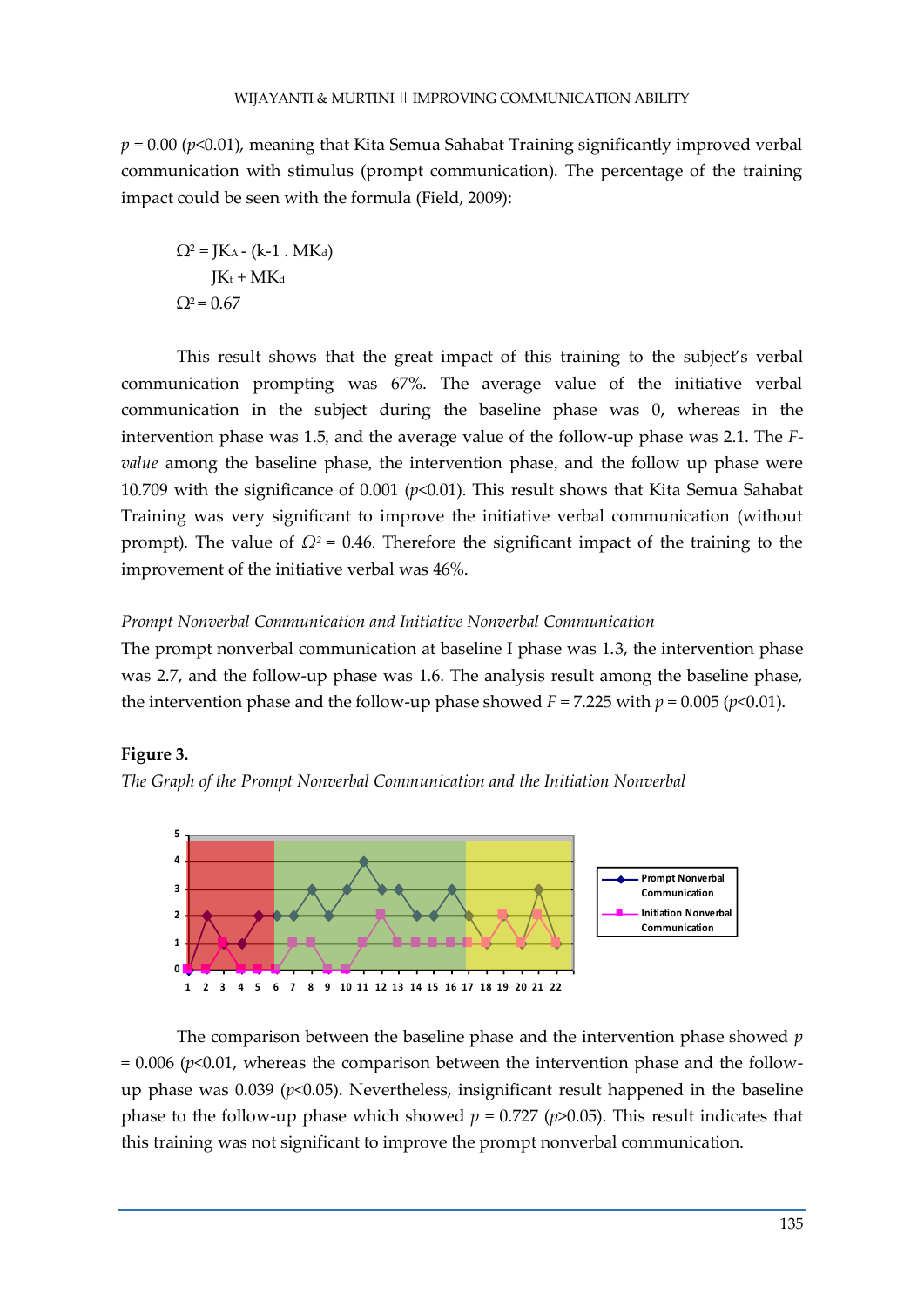$p$ = 0.00 ($p$<0.01), meaning that Kita Semua Sahabat Training significantly improved verbal communication with stimulus (prompt communication). The percentage of the training impact could be seen with the formula (Field, 2009):

$$\Omega^2 = \frac{JK_A - (k-1 \,.\, MK_d)}{JK_t + MK_d}$$

$$\Omega^2 = 0.67$$

This result shows that the great impact of this training to the subject's verbal communication prompting was 67%. The average value of the initiative verbal communication in the subject during the baseline phase was 0, whereas in the intervention phase was 1.5, and the average value of the follow-up phase was 2.1. The *F-value* among the baseline phase, the intervention phase, and the follow up phase were 10.709 with the significance of 0.001 ($p$<0.01). This result shows that Kita Semua Sahabat Training was very significant to improve the initiative verbal communication (without prompt). The value of $\Omega^2$ = 0.46. Therefore the significant impact of the training to the improvement of the initiative verbal was 46%.

*Prompt Nonverbal Communication and Initiative Nonverbal Communication*

The prompt nonverbal communication at baseline I phase was 1.3, the intervention phase was 2.7, and the follow-up phase was 1.6. The analysis result among the baseline phase, the intervention phase and the follow-up phase showed $F$ = 7.225 with $p$ = 0.005 ($p$<0.01).

**Figure 3.**

*The Graph of the Prompt Nonverbal Communication and the Initiation Nonverbal*

The comparison between the baseline phase and the intervention phase showed $p$ = 0.006 ($p$<0.01, whereas the comparison between the intervention phase and the follow-up phase was 0.039 ($p$<0.05). Nevertheless, insignificant result happened in the baseline phase to the follow-up phase which showed $p$ = 0.727 ($p$>0.05). This result indicates that this training was not significant to improve the prompt nonverbal communication.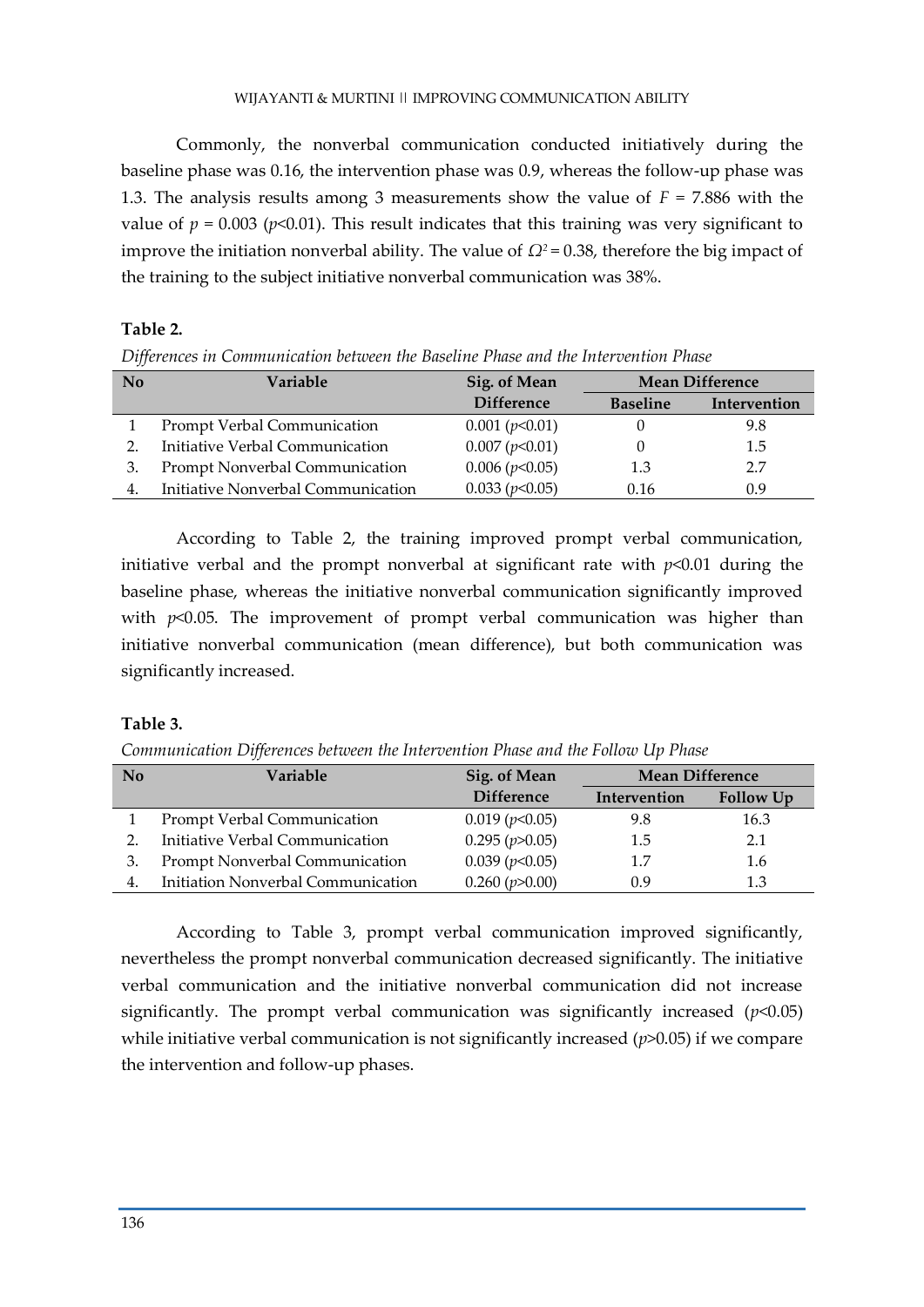Commonly, the nonverbal communication conducted initiatively during the baseline phase was 0.16, the intervention phase was 0.9, whereas the follow-up phase was 1.3. The analysis results among 3 measurements show the value of $F = 7.886$ with the value of $p = 0.003$ ($p<0.01$). This result indicates that this training was very significant to improve the initiation nonverbal ability. The value of $\Omega^2 = 0.38$, therefore the big impact of the training to the subject initiative nonverbal communication was 38%.

**Table 2.**

*Differences in Communication between the Baseline Phase and the Intervention Phase*

| No | Variable | Sig. of Mean Difference | Mean Difference | |
|---|---|---|---|---|
| | | | **Baseline** | **Intervention** |
| 1 | Prompt Verbal Communication | 0.001 ($p<0.01$) | 0 | 9.8 |
| 2. | Initiative Verbal Communication | 0.007 ($p<0.01$) | 0 | 1.5 |
| 3. | Prompt Nonverbal Communication | 0.006 ($p<0.05$) | 1.3 | 2.7 |
| 4. | Initiative Nonverbal Communication | 0.033 ($p<0.05$) | 0.16 | 0.9 |

According to Table 2, the training improved prompt verbal communication, initiative verbal and the prompt nonverbal at significant rate with $p<0.01$ during the baseline phase, whereas the initiative nonverbal communication significantly improved with $p<0.05$. The improvement of prompt verbal communication was higher than initiative nonverbal communication (mean difference), but both communication was significantly increased.

**Table 3.**

*Communication Differences between the Intervention Phase and the Follow Up Phase*

| No | Variable | Sig. of Mean Difference | Mean Difference | |
|---|---|---|---|---|
| | | | **Intervention** | **Follow Up** |
| 1 | Prompt Verbal Communication | 0.019 ($p<0.05$) | 9.8 | 16.3 |
| 2. | Initiative Verbal Communication | 0.295 ($p>0.05$) | 1.5 | 2.1 |
| 3. | Prompt Nonverbal Communication | 0.039 ($p<0.05$) | 1.7 | 1.6 |
| 4. | Initiation Nonverbal Communication | 0.260 ($p>0.00$) | 0.9 | 1.3 |

According to Table 3, prompt verbal communication improved significantly, nevertheless the prompt nonverbal communication decreased significantly. The initiative verbal communication and the initiative nonverbal communication did not increase significantly. The prompt verbal communication was significantly increased ($p<0.05$) while initiative verbal communication is not significantly increased ($p>0.05$) if we compare the intervention and follow-up phases.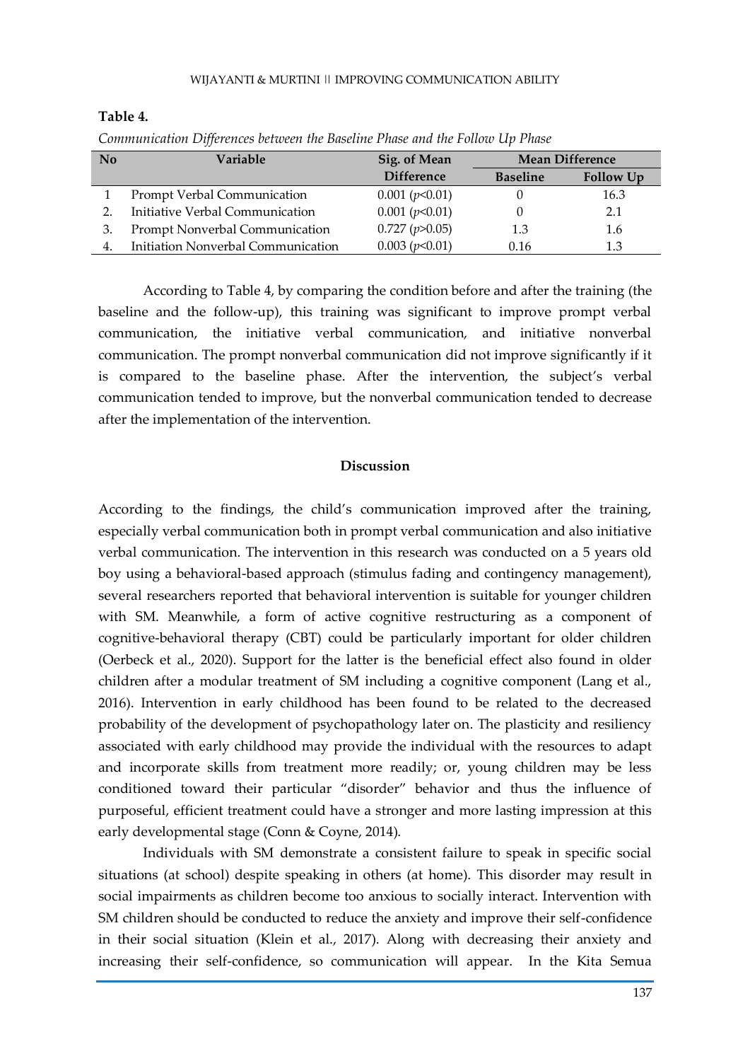**Table 4.**

*Communication Differences between the Baseline Phase and the Follow Up Phase*

| No | Variable | Sig. of Mean Difference | Mean Difference | |
|---|---|---|---|---|
| | | | Baseline | Follow Up |
| 1 | Prompt Verbal Communication | 0.001 ($p<0.01$) | 0 | 16.3 |
| 2. | Initiative Verbal Communication | 0.001 ($p<0.01$) | 0 | 2.1 |
| 3. | Prompt Nonverbal Communication | 0.727 ($p>0.05$) | 1.3 | 1.6 |
| 4. | Initiation Nonverbal Communication | 0.003 ($p<0.01$) | 0.16 | 1.3 |

According to Table 4, by comparing the condition before and after the training (the baseline and the follow-up), this training was significant to improve prompt verbal communication, the initiative verbal communication, and initiative nonverbal communication. The prompt nonverbal communication did not improve significantly if it is compared to the baseline phase. After the intervention, the subject's verbal communication tended to improve, but the nonverbal communication tended to decrease after the implementation of the intervention.

## Discussion

According to the findings, the child's communication improved after the training, especially verbal communication both in prompt verbal communication and also initiative verbal communication. The intervention in this research was conducted on a 5 years old boy using a behavioral-based approach (stimulus fading and contingency management), several researchers reported that behavioral intervention is suitable for younger children with SM. Meanwhile, a form of active cognitive restructuring as a component of cognitive-behavioral therapy (CBT) could be particularly important for older children (Oerbeck et al., 2020). Support for the latter is the beneficial effect also found in older children after a modular treatment of SM including a cognitive component (Lang et al., 2016). Intervention in early childhood has been found to be related to the decreased probability of the development of psychopathology later on. The plasticity and resiliency associated with early childhood may provide the individual with the resources to adapt and incorporate skills from treatment more readily; or, young children may be less conditioned toward their particular "disorder" behavior and thus the influence of purposeful, efficient treatment could have a stronger and more lasting impression at this early developmental stage (Conn & Coyne, 2014).

Individuals with SM demonstrate a consistent failure to speak in specific social situations (at school) despite speaking in others (at home). This disorder may result in social impairments as children become too anxious to socially interact. Intervention with SM children should be conducted to reduce the anxiety and improve their self-confidence in their social situation (Klein et al., 2017). Along with decreasing their anxiety and increasing their self-confidence, so communication will appear. In the Kita Semua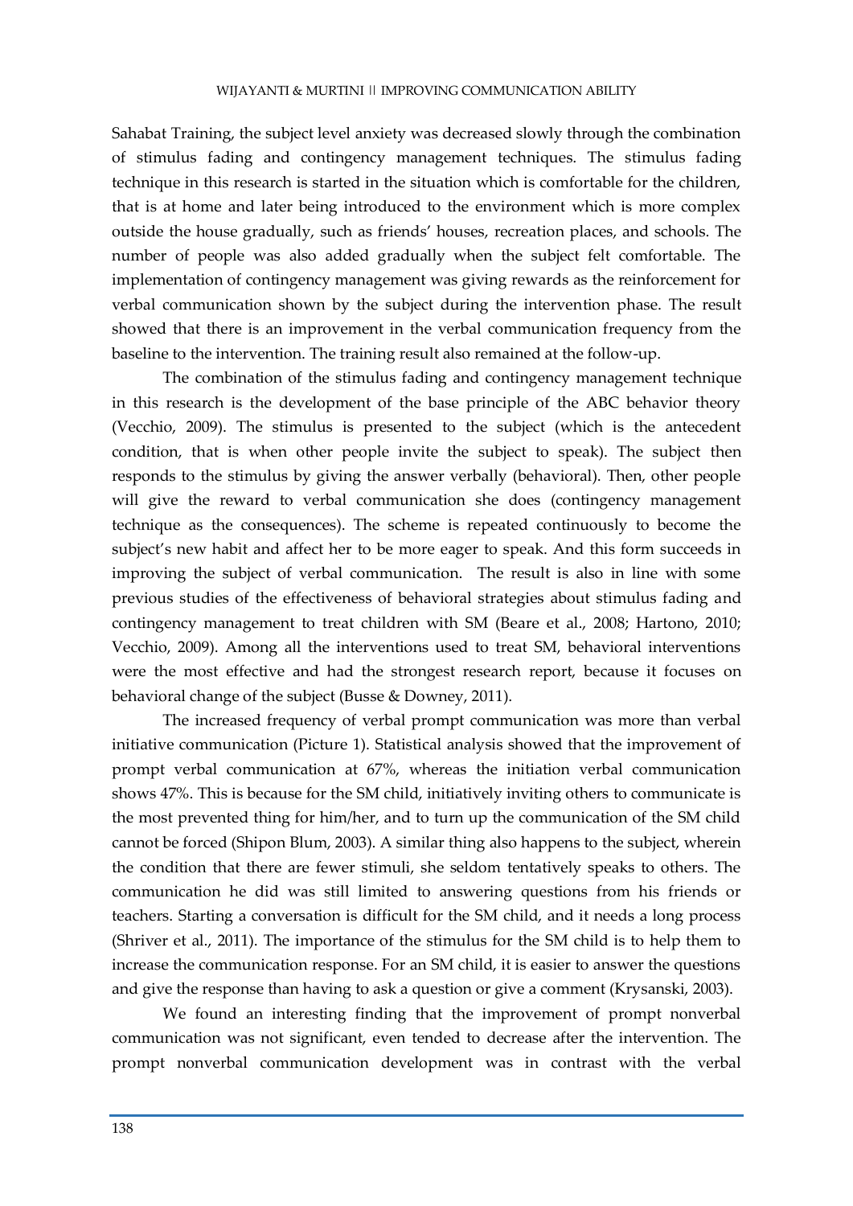Sahabat Training, the subject level anxiety was decreased slowly through the combination of stimulus fading and contingency management techniques. The stimulus fading technique in this research is started in the situation which is comfortable for the children, that is at home and later being introduced to the environment which is more complex outside the house gradually, such as friends' houses, recreation places, and schools. The number of people was also added gradually when the subject felt comfortable. The implementation of contingency management was giving rewards as the reinforcement for verbal communication shown by the subject during the intervention phase. The result showed that there is an improvement in the verbal communication frequency from the baseline to the intervention. The training result also remained at the follow-up.

The combination of the stimulus fading and contingency management technique in this research is the development of the base principle of the ABC behavior theory (Vecchio, 2009). The stimulus is presented to the subject (which is the antecedent condition, that is when other people invite the subject to speak). The subject then responds to the stimulus by giving the answer verbally (behavioral). Then, other people will give the reward to verbal communication she does (contingency management technique as the consequences). The scheme is repeated continuously to become the subject's new habit and affect her to be more eager to speak. And this form succeeds in improving the subject of verbal communication. The result is also in line with some previous studies of the effectiveness of behavioral strategies about stimulus fading and contingency management to treat children with SM (Beare et al., 2008; Hartono, 2010; Vecchio, 2009). Among all the interventions used to treat SM, behavioral interventions were the most effective and had the strongest research report, because it focuses on behavioral change of the subject (Busse & Downey, 2011).

The increased frequency of verbal prompt communication was more than verbal initiative communication (Picture 1). Statistical analysis showed that the improvement of prompt verbal communication at 67%, whereas the initiation verbal communication shows 47%. This is because for the SM child, initiatively inviting others to communicate is the most prevented thing for him/her, and to turn up the communication of the SM child cannot be forced (Shipon Blum, 2003). A similar thing also happens to the subject, wherein the condition that there are fewer stimuli, she seldom tentatively speaks to others. The communication he did was still limited to answering questions from his friends or teachers. Starting a conversation is difficult for the SM child, and it needs a long process (Shriver et al., 2011). The importance of the stimulus for the SM child is to help them to increase the communication response. For an SM child, it is easier to answer the questions and give the response than having to ask a question or give a comment (Krysanski, 2003).

We found an interesting finding that the improvement of prompt nonverbal communication was not significant, even tended to decrease after the intervention. The prompt nonverbal communication development was in contrast with the verbal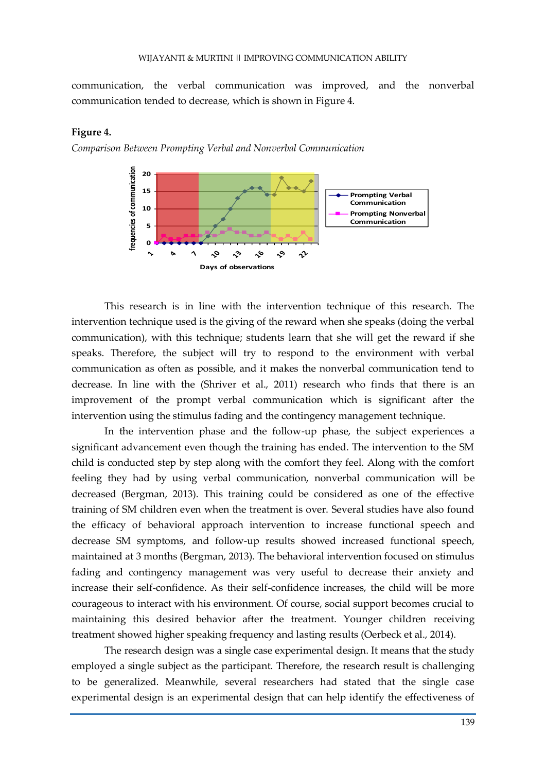communication, the verbal communication was improved, and the nonverbal communication tended to decrease, which is shown in Figure 4.

**Figure 4.**

*Comparison Between Prompting Verbal and Nonverbal Communication*

This research is in line with the intervention technique of this research. The intervention technique used is the giving of the reward when she speaks (doing the verbal communication), with this technique; students learn that she will get the reward if she speaks. Therefore, the subject will try to respond to the environment with verbal communication as often as possible, and it makes the nonverbal communication tend to decrease. In line with the (Shriver et al., 2011) research who finds that there is an improvement of the prompt verbal communication which is significant after the intervention using the stimulus fading and the contingency management technique.

In the intervention phase and the follow-up phase, the subject experiences a significant advancement even though the training has ended. The intervention to the SM child is conducted step by step along with the comfort they feel. Along with the comfort feeling they had by using verbal communication, nonverbal communication will be decreased (Bergman, 2013). This training could be considered as one of the effective training of SM children even when the treatment is over. Several studies have also found the efficacy of behavioral approach intervention to increase functional speech and decrease SM symptoms, and follow-up results showed increased functional speech, maintained at 3 months (Bergman, 2013). The behavioral intervention focused on stimulus fading and contingency management was very useful to decrease their anxiety and increase their self-confidence. As their self-confidence increases, the child will be more courageous to interact with his environment. Of course, social support becomes crucial to maintaining this desired behavior after the treatment. Younger children receiving treatment showed higher speaking frequency and lasting results (Oerbeck et al., 2014).

The research design was a single case experimental design. It means that the study employed a single subject as the participant. Therefore, the research result is challenging to be generalized. Meanwhile, several researchers had stated that the single case experimental design is an experimental design that can help identify the effectiveness of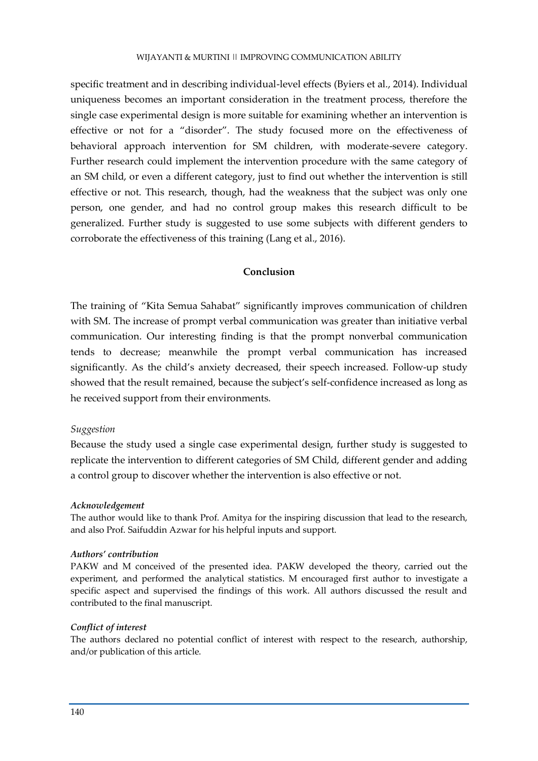specific treatment and in describing individual-level effects (Byiers et al., 2014). Individual uniqueness becomes an important consideration in the treatment process, therefore the single case experimental design is more suitable for examining whether an intervention is effective or not for a "disorder". The study focused more on the effectiveness of behavioral approach intervention for SM children, with moderate-severe category. Further research could implement the intervention procedure with the same category of an SM child, or even a different category, just to find out whether the intervention is still effective or not. This research, though, had the weakness that the subject was only one person, one gender, and had no control group makes this research difficult to be generalized. Further study is suggested to use some subjects with different genders to corroborate the effectiveness of this training (Lang et al., 2016).

## Conclusion

The training of "Kita Semua Sahabat" significantly improves communication of children with SM. The increase of prompt verbal communication was greater than initiative verbal communication. Our interesting finding is that the prompt nonverbal communication tends to decrease; meanwhile the prompt verbal communication has increased significantly. As the child's anxiety decreased, their speech increased. Follow-up study showed that the result remained, because the subject's self-confidence increased as long as he received support from their environments.

*Suggestion*

Because the study used a single case experimental design, further study is suggested to replicate the intervention to different categories of SM Child, different gender and adding a control group to discover whether the intervention is also effective or not.

***Acknowledgement***

The author would like to thank Prof. Amitya for the inspiring discussion that lead to the research, and also Prof. Saifuddin Azwar for his helpful inputs and support.

***Authors' contribution***

PAKW and M conceived of the presented idea. PAKW developed the theory, carried out the experiment, and performed the analytical statistics. M encouraged first author to investigate a specific aspect and supervised the findings of this work. All authors discussed the result and contributed to the final manuscript.

***Conflict of interest***

The authors declared no potential conflict of interest with respect to the research, authorship, and/or publication of this article.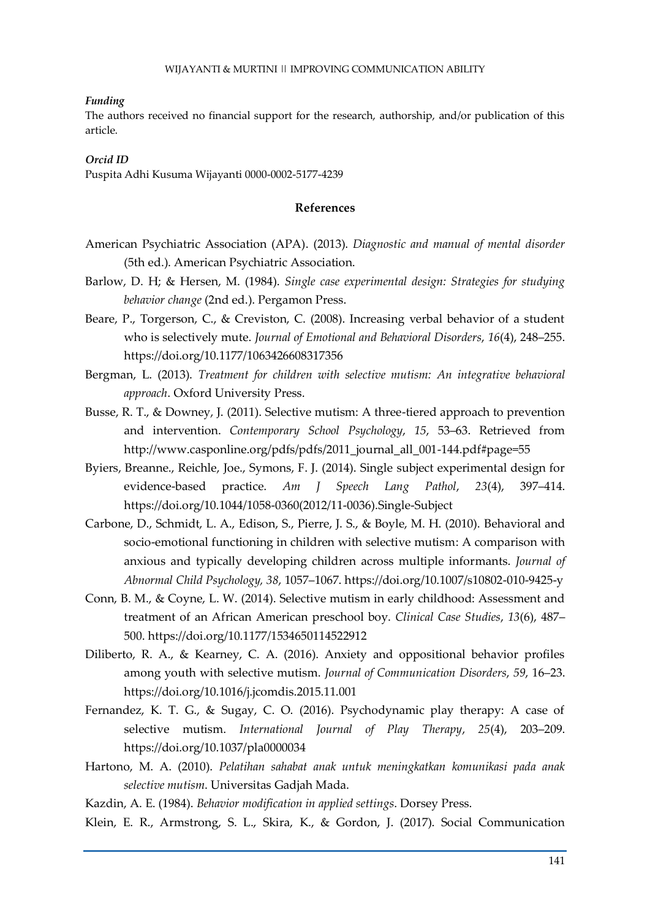***Funding***

The authors received no financial support for the research, authorship, and/or publication of this article.

***Orcid ID***

Puspita Adhi Kusuma Wijayanti 0000-0002-5177-4239

## References

American Psychiatric Association (APA). (2013). *Diagnostic and manual of mental disorder* (5th ed.). American Psychiatric Association.

Barlow, D. H; & Hersen, M. (1984). *Single case experimental design: Strategies for studying behavior change* (2nd ed.). Pergamon Press.

Beare, P., Torgerson, C., & Creviston, C. (2008). Increasing verbal behavior of a student who is selectively mute. *Journal of Emotional and Behavioral Disorders*, *16*(4), 248–255. https://doi.org/10.1177/1063426608317356

Bergman, L. (2013). *Treatment for children with selective mutism: An integrative behavioral approach*. Oxford University Press.

Busse, R. T., & Downey, J. (2011). Selective mutism: A three-tiered approach to prevention and intervention. *Contemporary School Psychology*, *15*, 53–63. Retrieved from http://www.casponline.org/pdfs/pdfs/2011_journal_all_001-144.pdf#page=55

Byiers, Breanne., Reichle, Joe., Symons, F. J. (2014). Single subject experimental design for evidence-based practice. *Am J Speech Lang Pathol*, *23*(4), 397–414. https://doi.org/10.1044/1058-0360(2012/11-0036).Single-Subject

Carbone, D., Schmidt, L. A., Edison, S., Pierre, J. S., & Boyle, M. H. (2010). Behavioral and socio-emotional functioning in children with selective mutism: A comparison with anxious and typically developing children across multiple informants. *Journal of Abnormal Child Psychology, 38*, 1057–1067. https://doi.org/10.1007/s10802-010-9425-y

Conn, B. M., & Coyne, L. W. (2014). Selective mutism in early childhood: Assessment and treatment of an African American preschool boy. *Clinical Case Studies*, *13*(6), 487–500. https://doi.org/10.1177/1534650114522912

Diliberto, R. A., & Kearney, C. A. (2016). Anxiety and oppositional behavior profiles among youth with selective mutism. *Journal of Communication Disorders*, *59*, 16–23. https://doi.org/10.1016/j.jcomdis.2015.11.001

Fernandez, K. T. G., & Sugay, C. O. (2016). Psychodynamic play therapy: A case of selective mutism. *International Journal of Play Therapy*, *25*(4), 203–209. https://doi.org/10.1037/pla0000034

Hartono, M. A. (2010). *Pelatihan sahabat anak untuk meningkatkan komunikasi pada anak selective mutism*. Universitas Gadjah Mada.

Kazdin, A. E. (1984). *Behavior modification in applied settings*. Dorsey Press.

Klein, E. R., Armstrong, S. L., Skira, K., & Gordon, J. (2017). Social Communication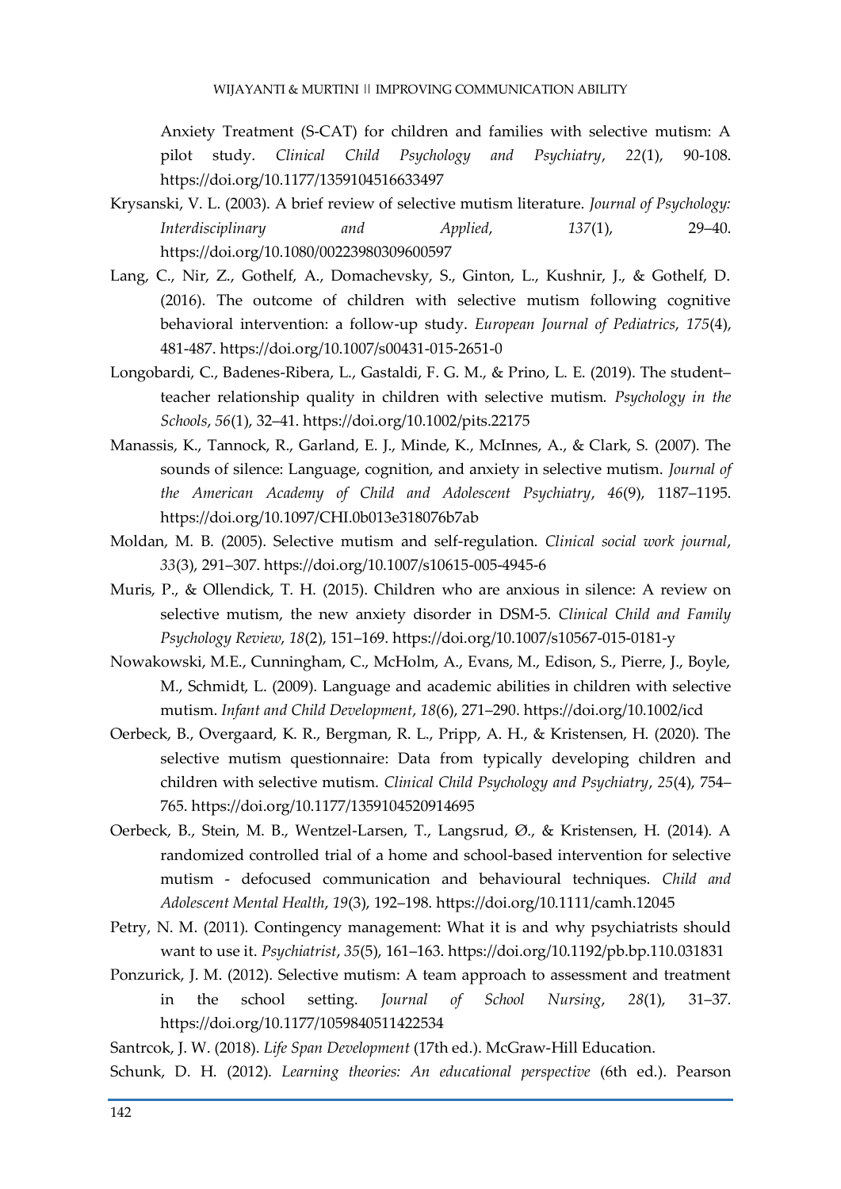Anxiety Treatment (S-CAT) for children and families with selective mutism: A pilot study. *Clinical Child Psychology and Psychiatry*, *22*(1), 90-108. https://doi.org/10.1177/1359104516633497

Krysanski, V. L. (2003). A brief review of selective mutism literature. *Journal of Psychology: Interdisciplinary and Applied*, *137*(1), 29–40. https://doi.org/10.1080/00223980309600597

Lang, C., Nir, Z., Gothelf, A., Domachevsky, S., Ginton, L., Kushnir, J., & Gothelf, D. (2016). The outcome of children with selective mutism following cognitive behavioral intervention: a follow-up study. *European Journal of Pediatrics*, *175*(4), 481-487. https://doi.org/10.1007/s00431-015-2651-0

Longobardi, C., Badenes-Ribera, L., Gastaldi, F. G. M., & Prino, L. E. (2019). The student–teacher relationship quality in children with selective mutism. *Psychology in the Schools*, *56*(1), 32–41. https://doi.org/10.1002/pits.22175

Manassis, K., Tannock, R., Garland, E. J., Minde, K., McInnes, A., & Clark, S. (2007). The sounds of silence: Language, cognition, and anxiety in selective mutism. *Journal of the American Academy of Child and Adolescent Psychiatry*, *46*(9), 1187–1195. https://doi.org/10.1097/CHI.0b013e318076b7ab

Moldan, M. B. (2005). Selective mutism and self-regulation. *Clinical social work journal*, *33*(3), 291–307. https://doi.org/10.1007/s10615-005-4945-6

Muris, P., & Ollendick, T. H. (2015). Children who are anxious in silence: A review on selective mutism, the new anxiety disorder in DSM-5. *Clinical Child and Family Psychology Review*, *18*(2), 151–169. https://doi.org/10.1007/s10567-015-0181-y

Nowakowski, M.E., Cunningham, C., McHolm, A., Evans, M., Edison, S., Pierre, J., Boyle, M., Schmidt, L. (2009). Language and academic abilities in children with selective mutism. *Infant and Child Development*, *18*(6), 271–290. https://doi.org/10.1002/icd

Oerbeck, B., Overgaard, K. R., Bergman, R. L., Pripp, A. H., & Kristensen, H. (2020). The selective mutism questionnaire: Data from typically developing children and children with selective mutism. *Clinical Child Psychology and Psychiatry*, *25*(4), 754–765. https://doi.org/10.1177/1359104520914695

Oerbeck, B., Stein, M. B., Wentzel-Larsen, T., Langsrud, Ø., & Kristensen, H. (2014). A randomized controlled trial of a home and school-based intervention for selective mutism - defocused communication and behavioural techniques. *Child and Adolescent Mental Health*, *19*(3), 192–198. https://doi.org/10.1111/camh.12045

Petry, N. M. (2011). Contingency management: What it is and why psychiatrists should want to use it. *Psychiatrist*, *35*(5), 161–163. https://doi.org/10.1192/pb.bp.110.031831

Ponzurick, J. M. (2012). Selective mutism: A team approach to assessment and treatment in the school setting. *Journal of School Nursing*, *28*(1), 31–37. https://doi.org/10.1177/1059840511422534

Santrcok, J. W. (2018). *Life Span Development* (17th ed.). McGraw-Hill Education.

Schunk, D. H. (2012). *Learning theories: An educational perspective* (6th ed.). Pearson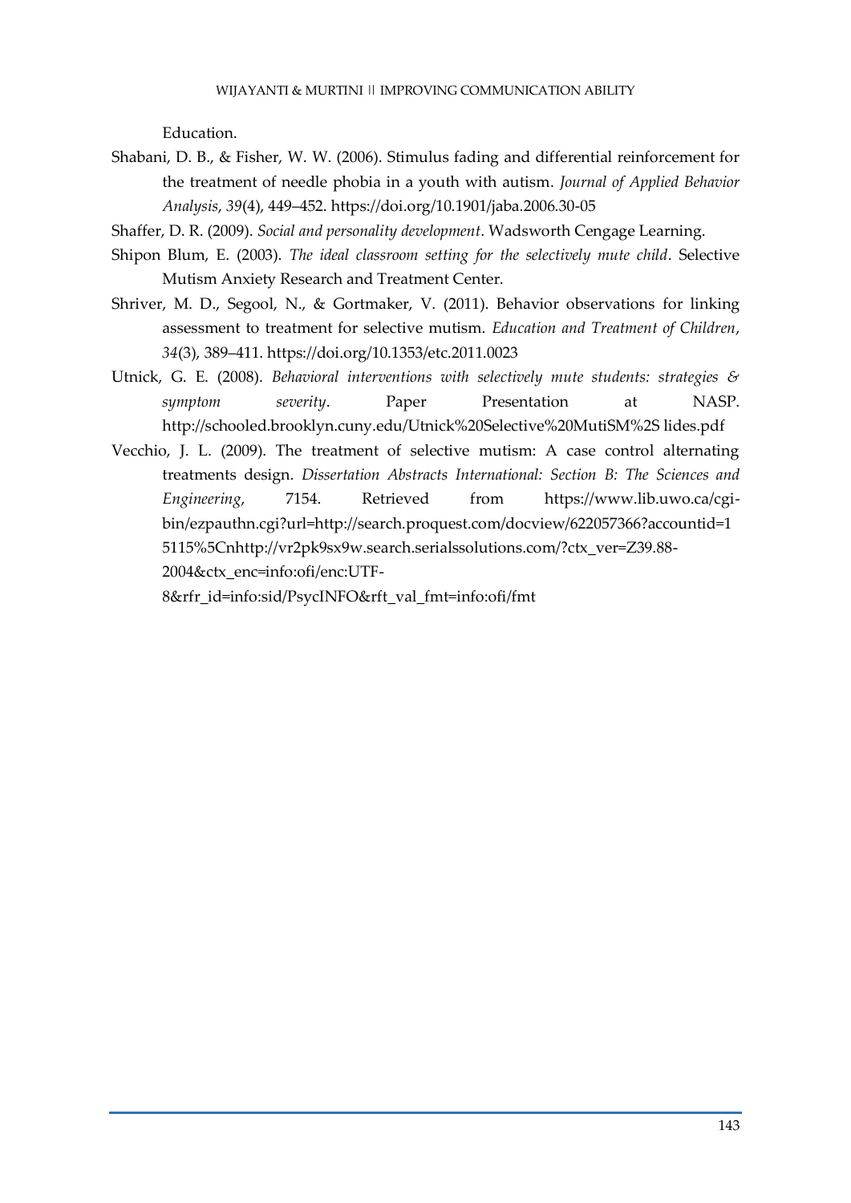Education.

Shabani, D. B., & Fisher, W. W. (2006). Stimulus fading and differential reinforcement for the treatment of needle phobia in a youth with autism. *Journal of Applied Behavior Analysis*, *39*(4), 449–452. https://doi.org/10.1901/jaba.2006.30-05

Shaffer, D. R. (2009). *Social and personality development*. Wadsworth Cengage Learning.

Shipon Blum, E. (2003). *The ideal classroom setting for the selectively mute child*. Selective Mutism Anxiety Research and Treatment Center.

Shriver, M. D., Segool, N., & Gortmaker, V. (2011). Behavior observations for linking assessment to treatment for selective mutism. *Education and Treatment of Children*, *34*(3), 389–411. https://doi.org/10.1353/etc.2011.0023

Utnick, G. E. (2008). *Behavioral interventions with selectively mute students: strategies & symptom severity*. Paper Presentation at NASP. http://schooled.brooklyn.cuny.edu/Utnick%20Selective%20MutiSM%2S lides.pdf

Vecchio, J. L. (2009). The treatment of selective mutism: A case control alternating treatments design. *Dissertation Abstracts International: Section B: The Sciences and Engineering*, 7154. Retrieved from https://www.lib.uwo.ca/cgi-bin/ezpauthn.cgi?url=http://search.proquest.com/docview/622057366?accountid=15115%5Cnhttp://vr2pk9sx9w.search.serialssolutions.com/?ctx_ver=Z39.88-2004&ctx_enc=info:ofi/enc:UTF-8&rfr_id=info:sid/PsycINFO&rft_val_fmt=info:ofi/fmt